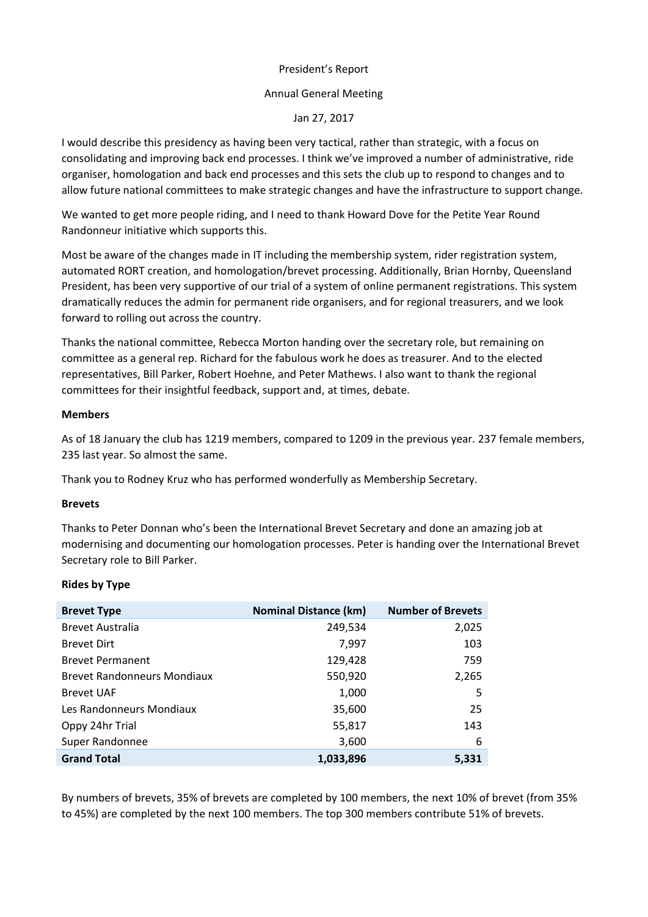President's Report

Annual General Meeting

Jan 27, 2017

I would describe this presidency as having been very tactical, rather than strategic, with a focus on consolidating and improving back end processes. I think we've improved a number of administrative, ride organiser, homologation and back end processes and this sets the club up to respond to changes and to allow future national committees to make strategic changes and have the infrastructure to support change.

We wanted to get more people riding, and I need to thank Howard Dove for the Petite Year Round Randonneur initiative which supports this.

Most be aware of the changes made in IT including the membership system, rider registration system, automated RORT creation, and homologation/brevet processing. Additionally, Brian Hornby, Queensland President, has been very supportive of our trial of a system of online permanent registrations. This system dramatically reduces the admin for permanent ride organisers, and for regional treasurers, and we look forward to rolling out across the country.

Thanks the national committee, Rebecca Morton handing over the secretary role, but remaining on committee as a general rep. Richard for the fabulous work he does as treasurer. And to the elected representatives, Bill Parker, Robert Hoehne, and Peter Mathews. I also want to thank the regional committees for their insightful feedback, support and, at times, debate.

**Members**

As of 18 January the club has 1219 members, compared to 1209 in the previous year. 237 female members, 235 last year. So almost the same.

Thank you to Rodney Kruz who has performed wonderfully as Membership Secretary.

**Brevets**

Thanks to Peter Donnan who's been the International Brevet Secretary and done an amazing job at modernising and documenting our homologation processes. Peter is handing over the International Brevet Secretary role to Bill Parker.

**Rides by Type**

| Brevet Type | Nominal Distance (km) | Number of Brevets |
|---|---:|---:|
| Brevet Australia | 249,534 | 2,025 |
| Brevet Dirt | 7,997 | 103 |
| Brevet Permanent | 129,428 | 759 |
| Brevet Randonneurs Mondiaux | 550,920 | 2,265 |
| Brevet UAF | 1,000 | 5 |
| Les Randonneurs Mondiaux | 35,600 | 25 |
| Oppy 24hr Trial | 55,817 | 143 |
| Super Randonnee | 3,600 | 6 |
| **Grand Total** | **1,033,896** | **5,331** |

By numbers of brevets, 35% of brevets are completed by 100 members, the next 10% of brevet (from 35% to 45%) are completed by the next 100 members. The top 300 members contribute 51% of brevets.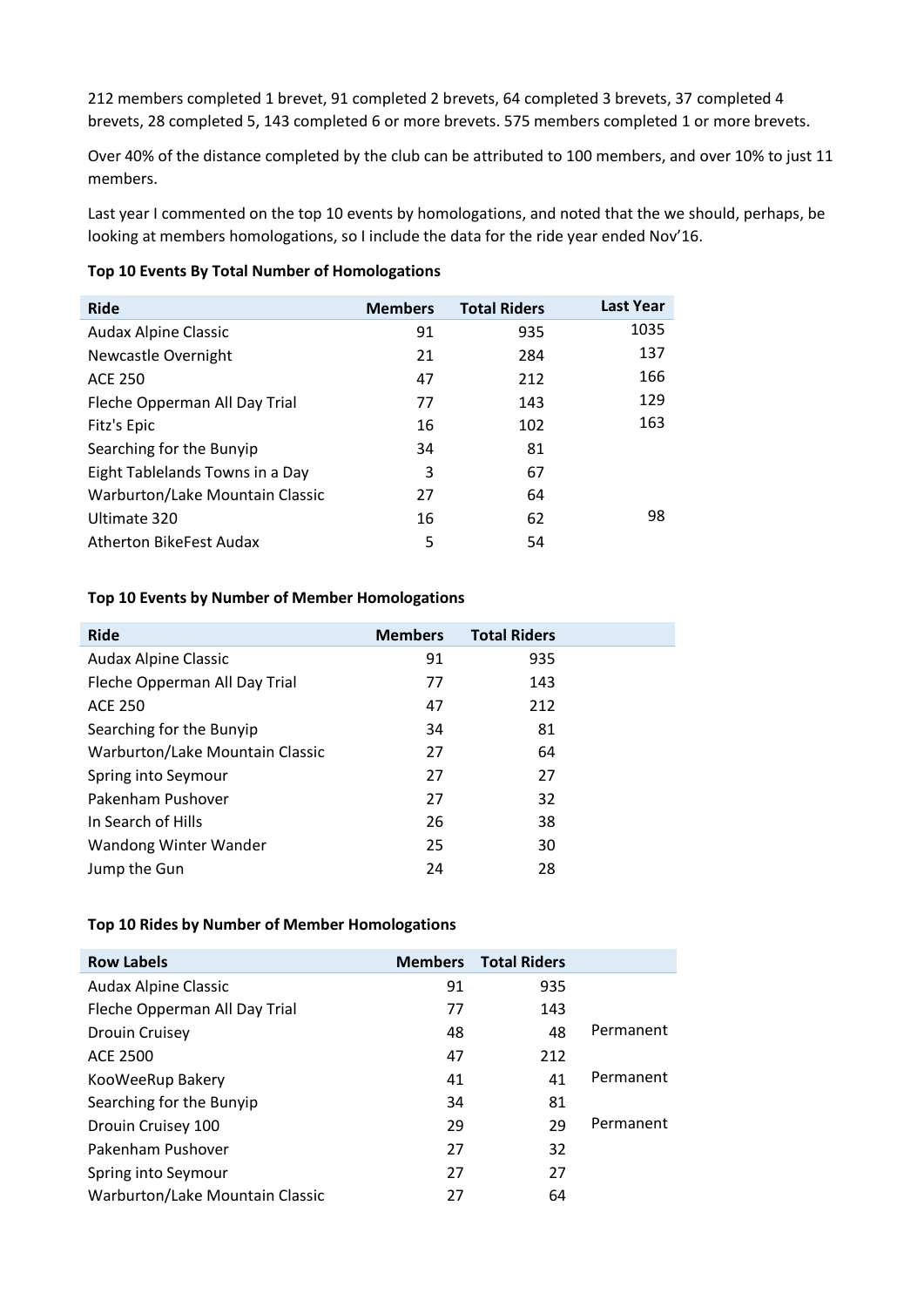212 members completed 1 brevet, 91 completed 2 brevets, 64 completed 3 brevets, 37 completed 4 brevets, 28 completed 5, 143 completed 6 or more brevets. 575 members completed 1 or more brevets.

Over 40% of the distance completed by the club can be attributed to 100 members, and over 10% to just 11 members.

Last year I commented on the top 10 events by homologations, and noted that the we should, perhaps, be looking at members homologations, so I include the data for the ride year ended Nov'16.

**Top 10 Events By Total Number of Homologations**

| Ride | Members | Total Riders | Last Year |
|---|---|---|---|
| Audax Alpine Classic | 91 | 935 | 1035 |
| Newcastle Overnight | 21 | 284 | 137 |
| ACE 250 | 47 | 212 | 166 |
| Fleche Opperman All Day Trial | 77 | 143 | 129 |
| Fitz's Epic | 16 | 102 | 163 |
| Searching for the Bunyip | 34 | 81 | |
| Eight Tablelands Towns in a Day | 3 | 67 | |
| Warburton/Lake Mountain Classic | 27 | 64 | |
| Ultimate 320 | 16 | 62 | 98 |
| Atherton BikeFest Audax | 5 | 54 | |

**Top 10 Events by Number of Member Homologations**

| Ride | Members | Total Riders |
|---|---|---|
| Audax Alpine Classic | 91 | 935 |
| Fleche Opperman All Day Trial | 77 | 143 |
| ACE 250 | 47 | 212 |
| Searching for the Bunyip | 34 | 81 |
| Warburton/Lake Mountain Classic | 27 | 64 |
| Spring into Seymour | 27 | 27 |
| Pakenham Pushover | 27 | 32 |
| In Search of Hills | 26 | 38 |
| Wandong Winter Wander | 25 | 30 |
| Jump the Gun | 24 | 28 |

**Top 10 Rides by Number of Member Homologations**

| Row Labels | Members | Total Riders | |
|---|---|---|---|
| Audax Alpine Classic | 91 | 935 | |
| Fleche Opperman All Day Trial | 77 | 143 | |
| Drouin Cruisey | 48 | 48 | Permanent |
| ACE 2500 | 47 | 212 | |
| KooWeeRup Bakery | 41 | 41 | Permanent |
| Searching for the Bunyip | 34 | 81 | |
| Drouin Cruisey 100 | 29 | 29 | Permanent |
| Pakenham Pushover | 27 | 32 | |
| Spring into Seymour | 27 | 27 | |
| Warburton/Lake Mountain Classic | 27 | 64 | |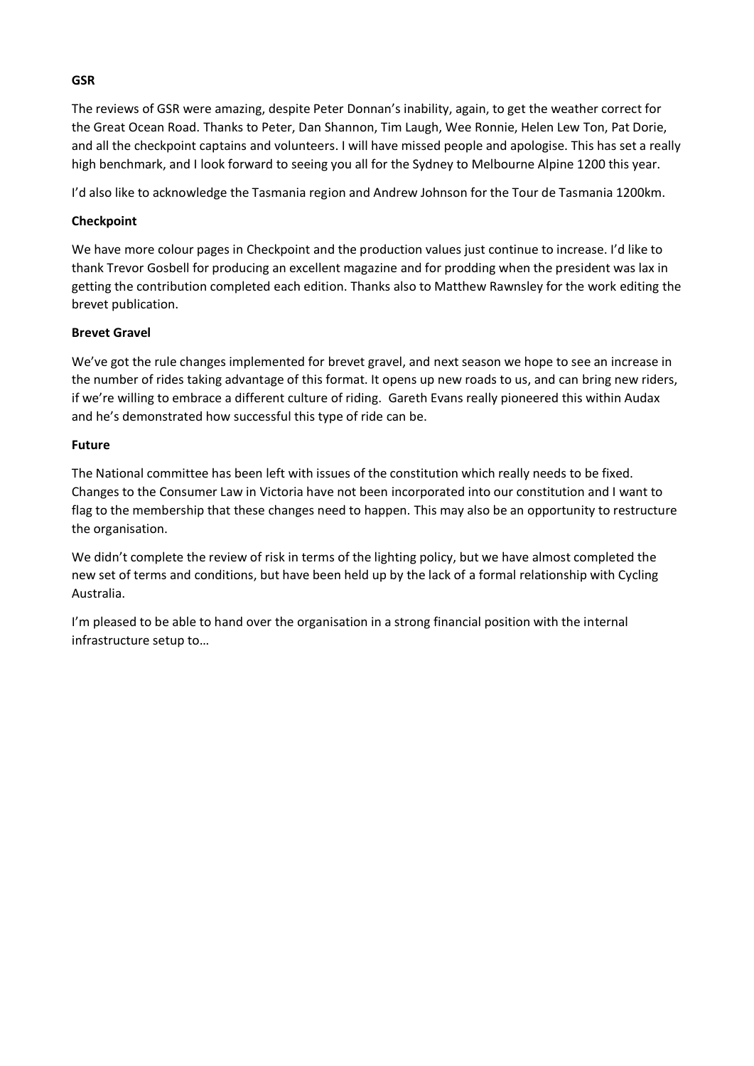**GSR**

The reviews of GSR were amazing, despite Peter Donnan's inability, again, to get the weather correct for the Great Ocean Road. Thanks to Peter, Dan Shannon, Tim Laugh, Wee Ronnie, Helen Lew Ton, Pat Dorie, and all the checkpoint captains and volunteers. I will have missed people and apologise. This has set a really high benchmark, and I look forward to seeing you all for the Sydney to Melbourne Alpine 1200 this year.

I'd also like to acknowledge the Tasmania region and Andrew Johnson for the Tour de Tasmania 1200km.

**Checkpoint**

We have more colour pages in Checkpoint and the production values just continue to increase. I'd like to thank Trevor Gosbell for producing an excellent magazine and for prodding when the president was lax in getting the contribution completed each edition. Thanks also to Matthew Rawnsley for the work editing the brevet publication.

**Brevet Gravel**

We've got the rule changes implemented for brevet gravel, and next season we hope to see an increase in the number of rides taking advantage of this format. It opens up new roads to us, and can bring new riders, if we're willing to embrace a different culture of riding. Gareth Evans really pioneered this within Audax and he's demonstrated how successful this type of ride can be.

**Future**

The National committee has been left with issues of the constitution which really needs to be fixed. Changes to the Consumer Law in Victoria have not been incorporated into our constitution and I want to flag to the membership that these changes need to happen. This may also be an opportunity to restructure the organisation.

We didn't complete the review of risk in terms of the lighting policy, but we have almost completed the new set of terms and conditions, but have been held up by the lack of a formal relationship with Cycling Australia.

I'm pleased to be able to hand over the organisation in a strong financial position with the internal infrastructure setup to…